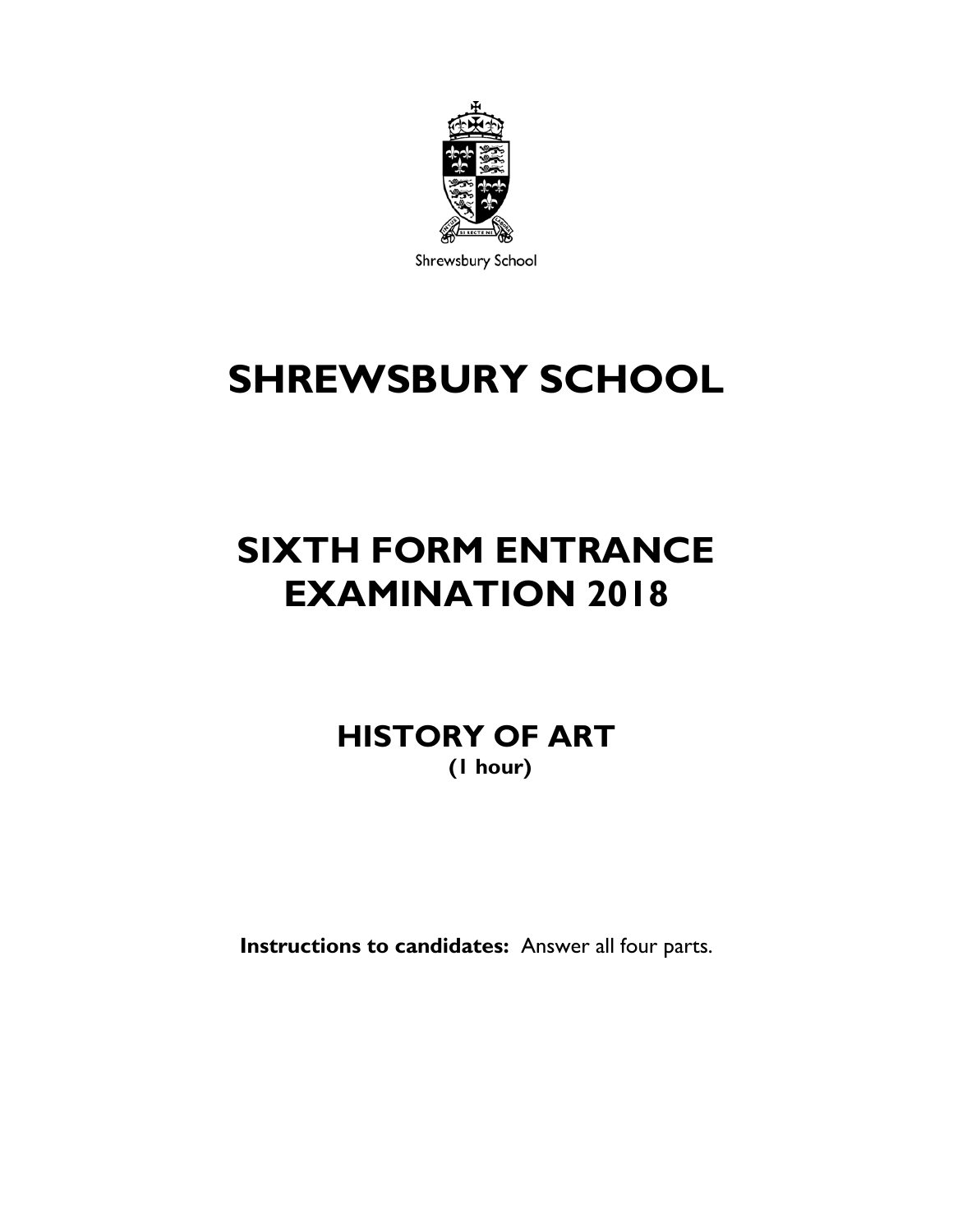Shrewsbury School

# SHREWSBURY SCHOOL

# SIXTH FORM ENTRANCE EXAMINATION 2018

## HISTORY OF ART
**(1 hour)**

**Instructions to candidates:** Answer all four parts.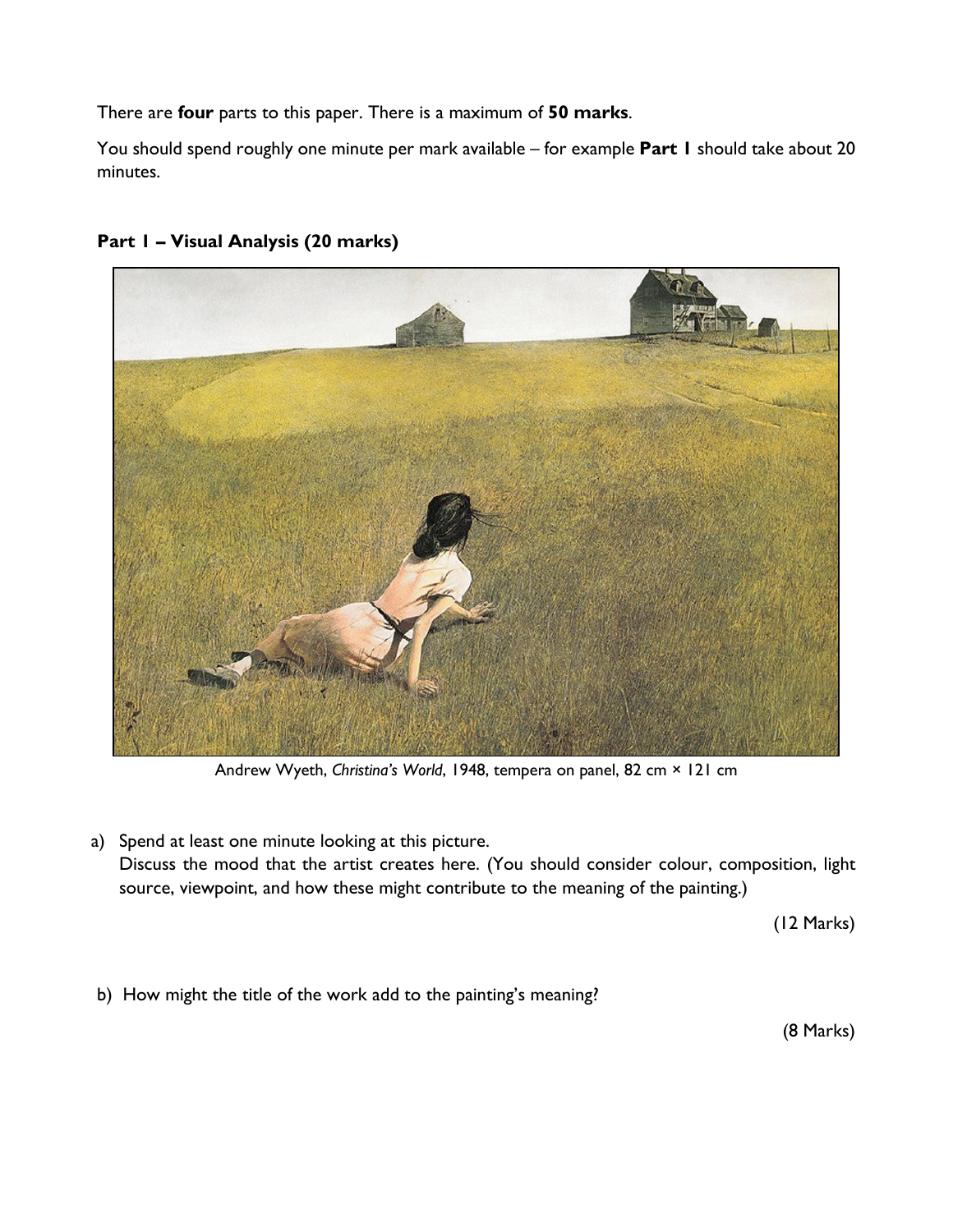There are **four** parts to this paper. There is a maximum of **50 marks**.

You should spend roughly one minute per mark available – for example **Part 1** should take about 20 minutes.

**Part 1 – Visual Analysis (20 marks)**

Andrew Wyeth, *Christina's World*, 1948, tempera on panel, 82 cm × 121 cm

a) Spend at least one minute looking at this picture.
   Discuss the mood that the artist creates here. (You should consider colour, composition, light source, viewpoint, and how these might contribute to the meaning of the painting.)

(12 Marks)

b) How might the title of the work add to the painting's meaning?

(8 Marks)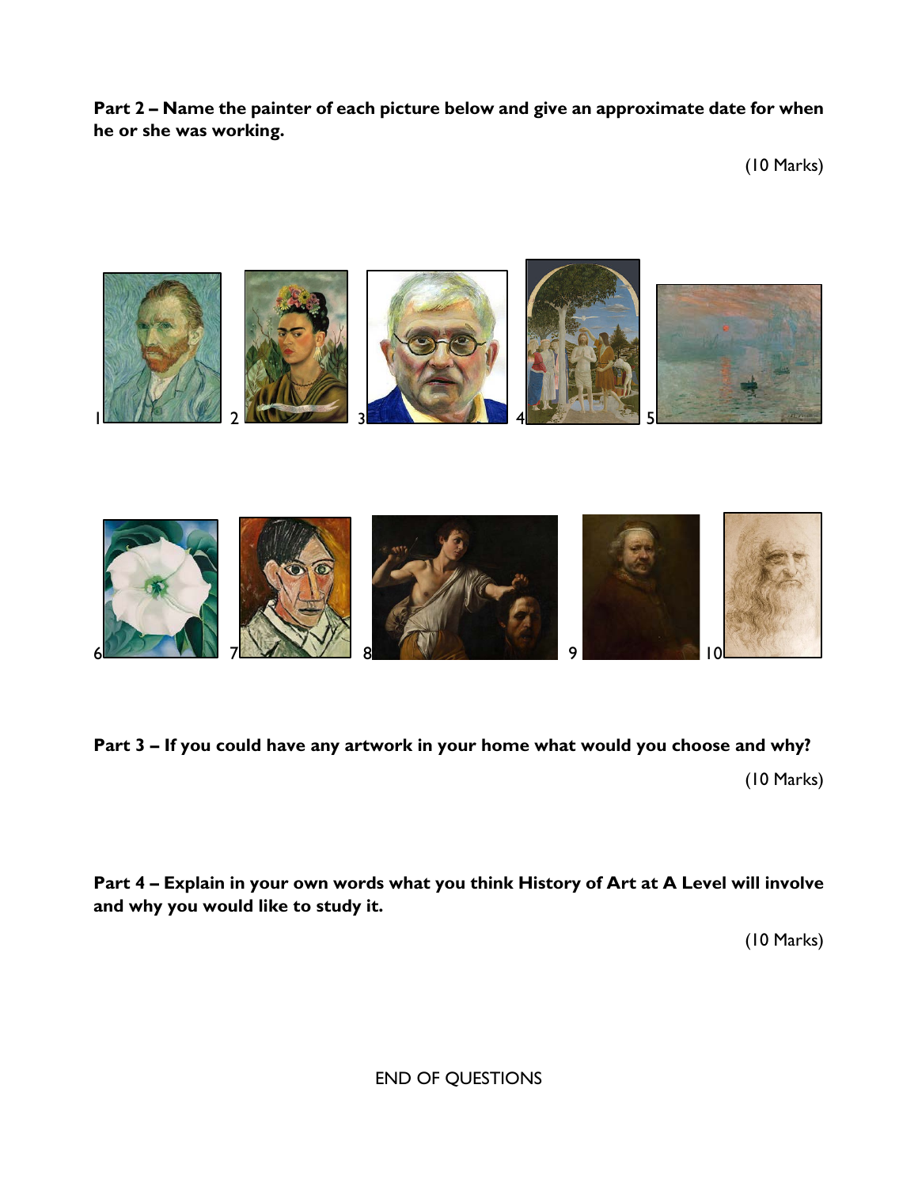**Part 2 – Name the painter of each picture below and give an approximate date for when he or she was working.**

(10 Marks)

1

2

3

4

5

6

7

8

9

10

**Part 3 – If you could have any artwork in your home what would you choose and why?**

(10 Marks)

**Part 4 – Explain in your own words what you think History of Art at A Level will involve and why you would like to study it.**

(10 Marks)

END OF QUESTIONS